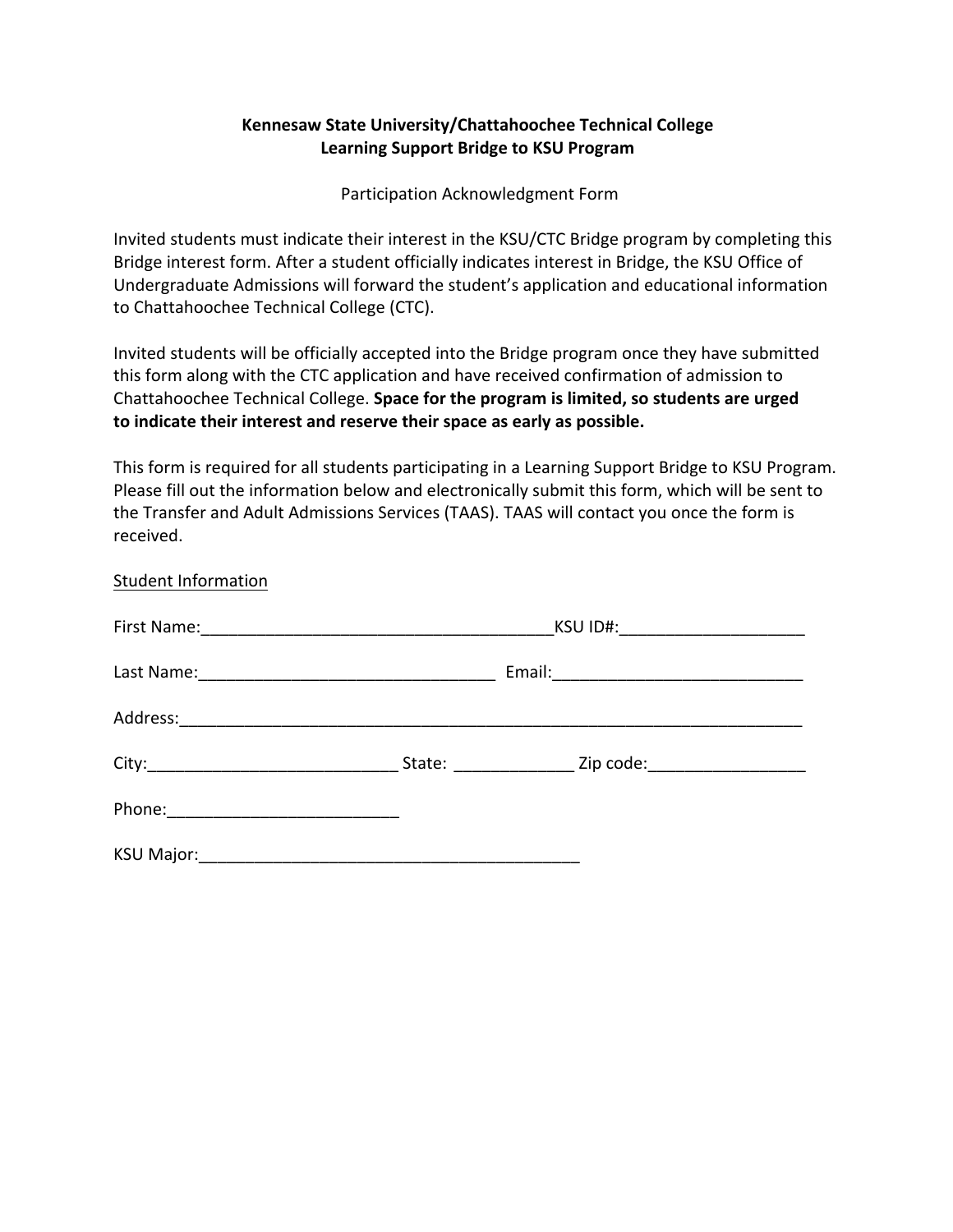**Kennesaw State University/Chattahoochee Technical College**
**Learning Support Bridge to KSU Program**

Participation Acknowledgment Form

Invited students must indicate their interest in the KSU/CTC Bridge program by completing this Bridge interest form. After a student officially indicates interest in Bridge, the KSU Office of Undergraduate Admissions will forward the student's application and educational information to Chattahoochee Technical College (CTC).

Invited students will be officially accepted into the Bridge program once they have submitted this form along with the CTC application and have received confirmation of admission to Chattahoochee Technical College. **Space for the program is limited, so students are urged to indicate their interest and reserve their space as early as possible.**

This form is required for all students participating in a Learning Support Bridge to KSU Program. Please fill out the information below and electronically submit this form, which will be sent to the Transfer and Adult Admissions Services (TAAS). TAAS will contact you once the form is received.

Student Information

First Name:______________________________________KSU ID#:____________________

Last Name:________________________________ Email:___________________________

Address:____________________________________________________________________

City:___________________________ State: _____________ Zip code:_________________

Phone:_________________________

KSU Major:__________________________________________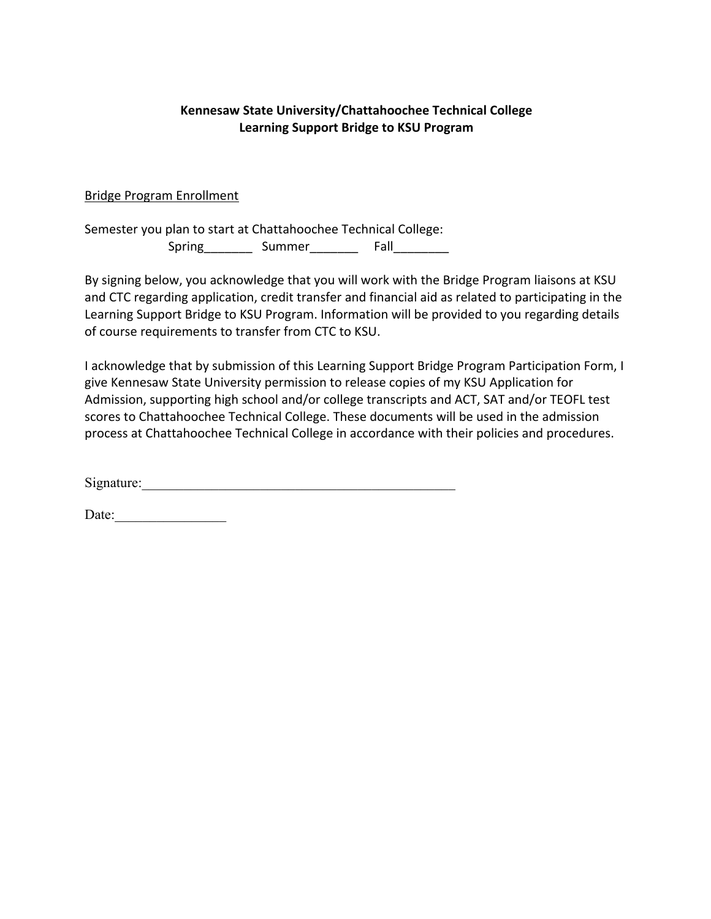**Kennesaw State University/Chattahoochee Technical College**
**Learning Support Bridge to KSU Program**

Bridge Program Enrollment

Semester you plan to start at Chattahoochee Technical College:

Spring_______ Summer_______ Fall________

By signing below, you acknowledge that you will work with the Bridge Program liaisons at KSU and CTC regarding application, credit transfer and financial aid as related to participating in the Learning Support Bridge to KSU Program. Information will be provided to you regarding details of course requirements to transfer from CTC to KSU.

I acknowledge that by submission of this Learning Support Bridge Program Participation Form, I give Kennesaw State University permission to release copies of my KSU Application for Admission, supporting high school and/or college transcripts and ACT, SAT and/or TEOFL test scores to Chattahoochee Technical College. These documents will be used in the admission process at Chattahoochee Technical College in accordance with their policies and procedures.

Signature:_______________________________________________

Date:________________